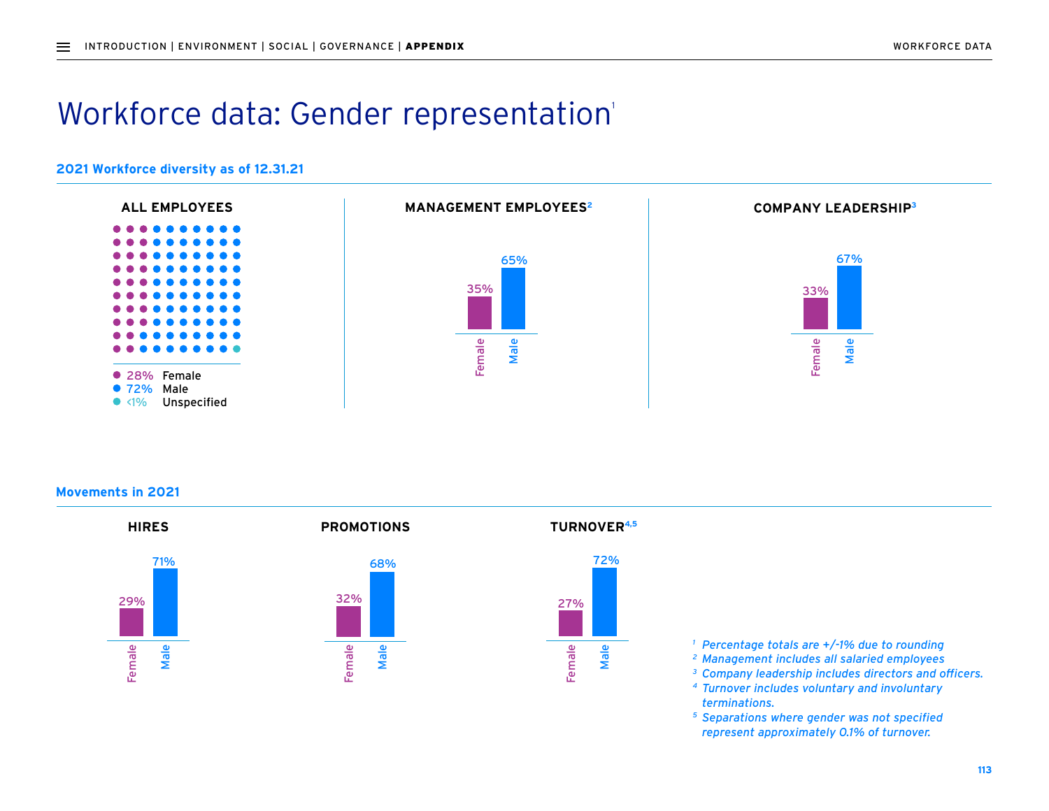# Workforce data: Gender representation[1]

## 2021 Workforce diversity as of 12.31.21

### ALL EMPLOYEES

- 28% Female
- 72% Male
- <1% Unspecified

### MANAGEMENT EMPLOYEES[2]

| Female | Male |
|---|---|
| 35% | 65% |

### COMPANY LEADERSHIP[3]

| Female | Male |
|---|---|
| 33% | 67% |

## Movements in 2021

### HIRES

| Female | Male |
|---|---|
| 29% | 71% |

### PROMOTIONS

| Female | Male |
|---|---|
| 32% | 68% |

### TURNOVER[4,5]

| Female | Male |
|---|---|
| 27% | 72% |

*[1] Percentage totals are +/-1% due to rounding*
*[2] Management includes all salaried employees*
*[3] Company leadership includes directors and officers.*
*[4] Turnover includes voluntary and involuntary terminations.*
*[5] Separations where gender was not specified represent approximately 0.1% of turnover.*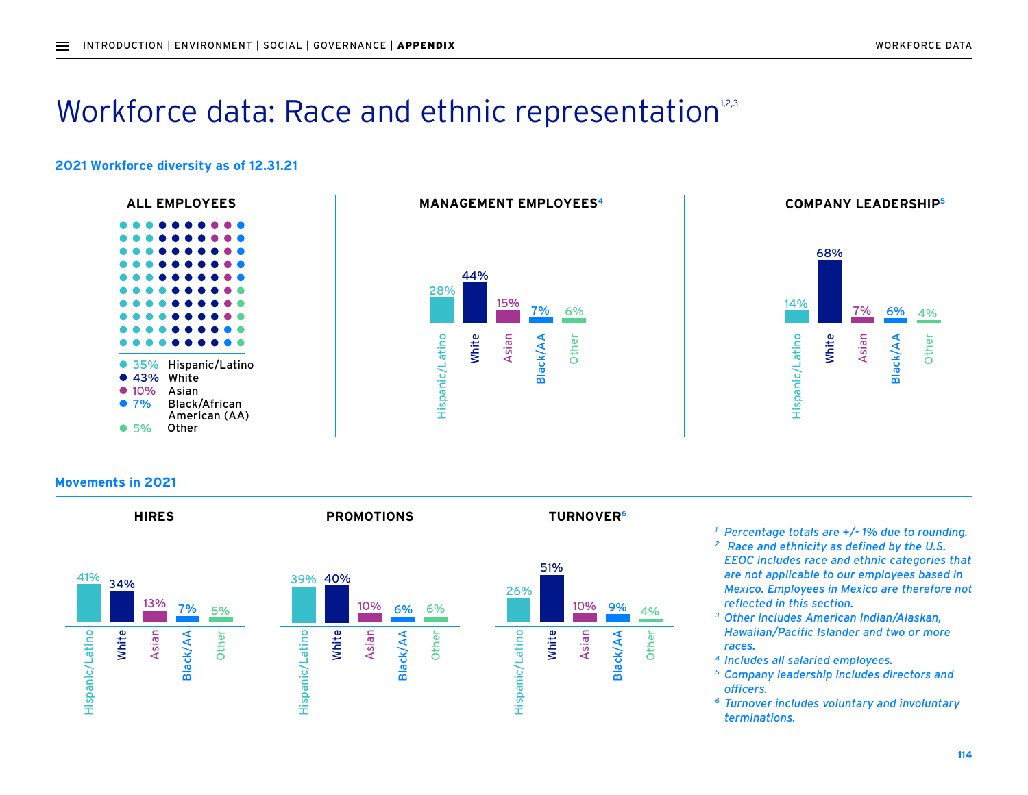# Workforce data: Race and ethnic representation[1,2,3]

## 2021 Workforce diversity as of 12.31.21

### ALL EMPLOYEES

- 35% Hispanic/Latino
- 43% White
- 10% Asian
- 7% Black/African American (AA)
- 5% Other

### MANAGEMENT EMPLOYEES[4]

28%
44%
15%
7%
6%

Hispanic/Latino
White
Asian
Black/AA
Other

### COMPANY LEADERSHIP[5]

14%
68%
7%
6%
4%

Hispanic/Latino
White
Asian
Black/AA
Other

## Movements in 2021

### HIRES

41%
34%
13%
7%
5%

Hispanic/Latino
White
Asian
Black/AA
Other

### PROMOTIONS

39%
40%
10%
6%
6%

Hispanic/Latino
White
Asian
Black/AA
Other

### TURNOVER[6]

26%
51%
10%
9%
4%

Hispanic/Latino
White
Asian
Black/AA
Other

*[1] Percentage totals are +/- 1% due to rounding.*

*[2] Race and ethnicity as defined by the U.S. EEOC includes race and ethnic categories that are not applicable to our employees based in Mexico. Employees in Mexico are therefore not reflected in this section.*

*[3] Other includes American Indian/Alaskan, Hawaiian/Pacific Islander and two or more races.*

*[4] Includes all salaried employees.*

*[5] Company leadership includes directors and officers.*

*[6] Turnover includes voluntary and involuntary terminations.*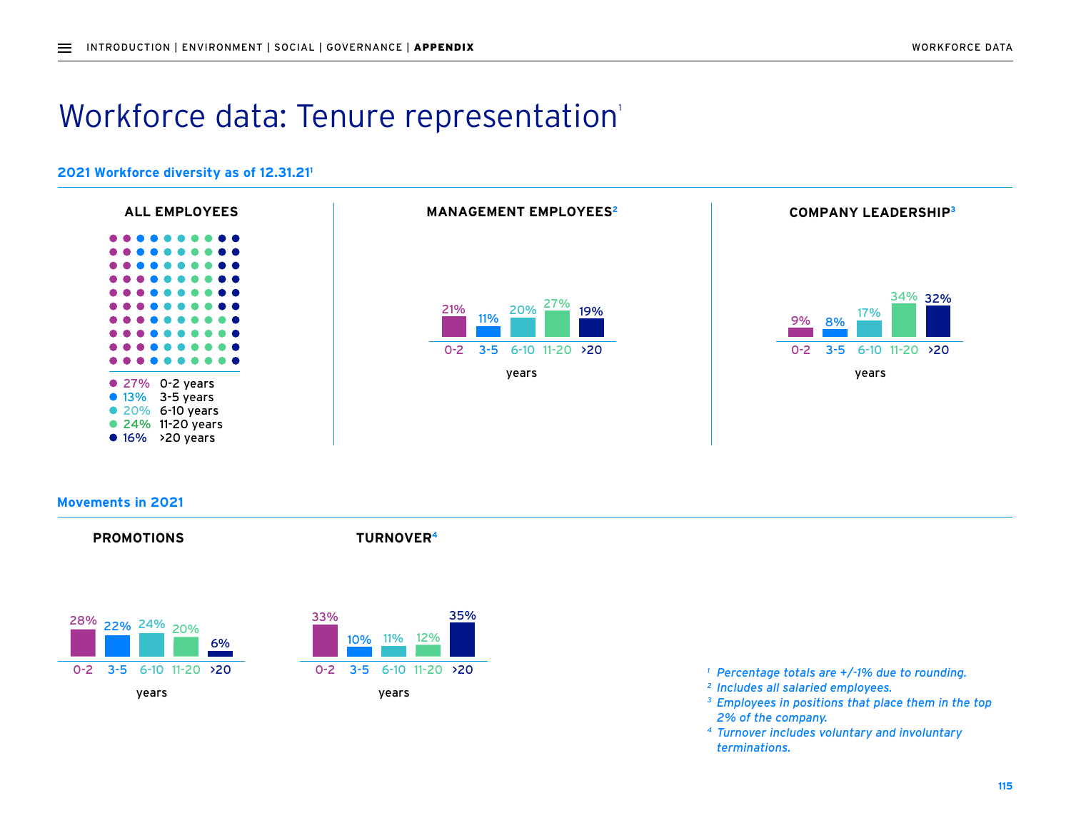# Workforce data: Tenure representation[1]

## 2021 Workforce diversity as of 12.31.21[1]

### ALL EMPLOYEES

27% 0-2 years
13% 3-5 years
20% 6-10 years
24% 11-20 years
16% >20 years

### MANAGEMENT EMPLOYEES[2]

21% 11% 20% 27% 19%
0-2 3-5 6-10 11-20 >20
years

### COMPANY LEADERSHIP[3]

9% 8% 17% 34% 32%
0-2 3-5 6-10 11-20 >20
years

## Movements in 2021

### PROMOTIONS

28% 22% 24% 20% 6%
0-2 3-5 6-10 11-20 >20
years

### TURNOVER[4]

33% 10% 11% 12% 35%
0-2 3-5 6-10 11-20 >20
years

*[1] Percentage totals are +/-1% due to rounding.*
*[2] Includes all salaried employees.*
*[3] Employees in positions that place them in the top 2% of the company.*
*[4] Turnover includes voluntary and involuntary terminations.*